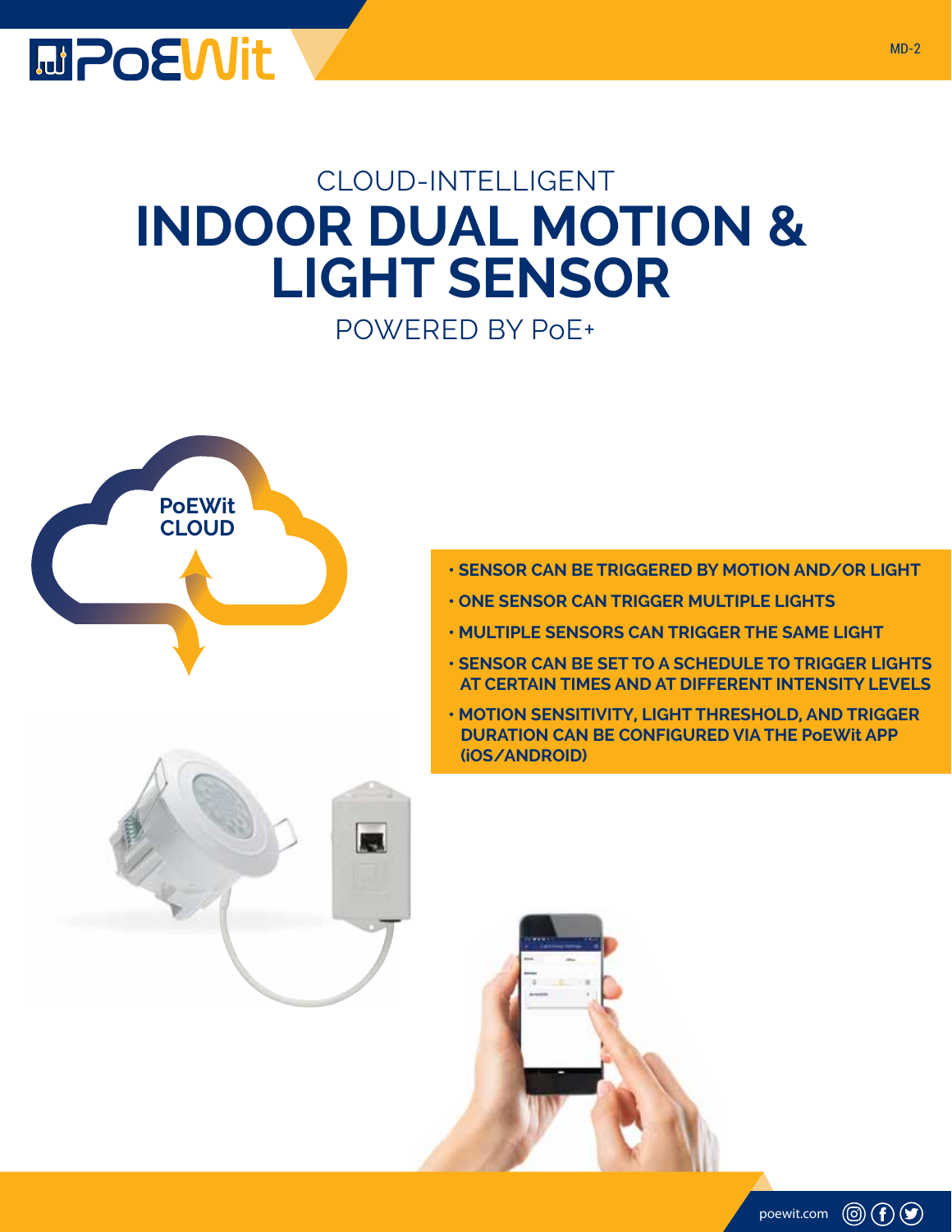# CLOUD-INTELLIGENT

# INDOOR DUAL MOTION & LIGHT SENSOR

POWERED BY PoE+

PoEWit CLOUD

- SENSOR CAN BE TRIGGERED BY MOTION AND/OR LIGHT
- ONE SENSOR CAN TRIGGER MULTIPLE LIGHTS
- MULTIPLE SENSORS CAN TRIGGER THE SAME LIGHT
- SENSOR CAN BE SET TO A SCHEDULE TO TRIGGER LIGHTS AT CERTAIN TIMES AND AT DIFFERENT INTENSITY LEVELS
- MOTION SENSITIVITY, LIGHT THRESHOLD, AND TRIGGER DURATION CAN BE CONFIGURED VIA THE PoEWit APP (iOS/ANDROID)

poewit.com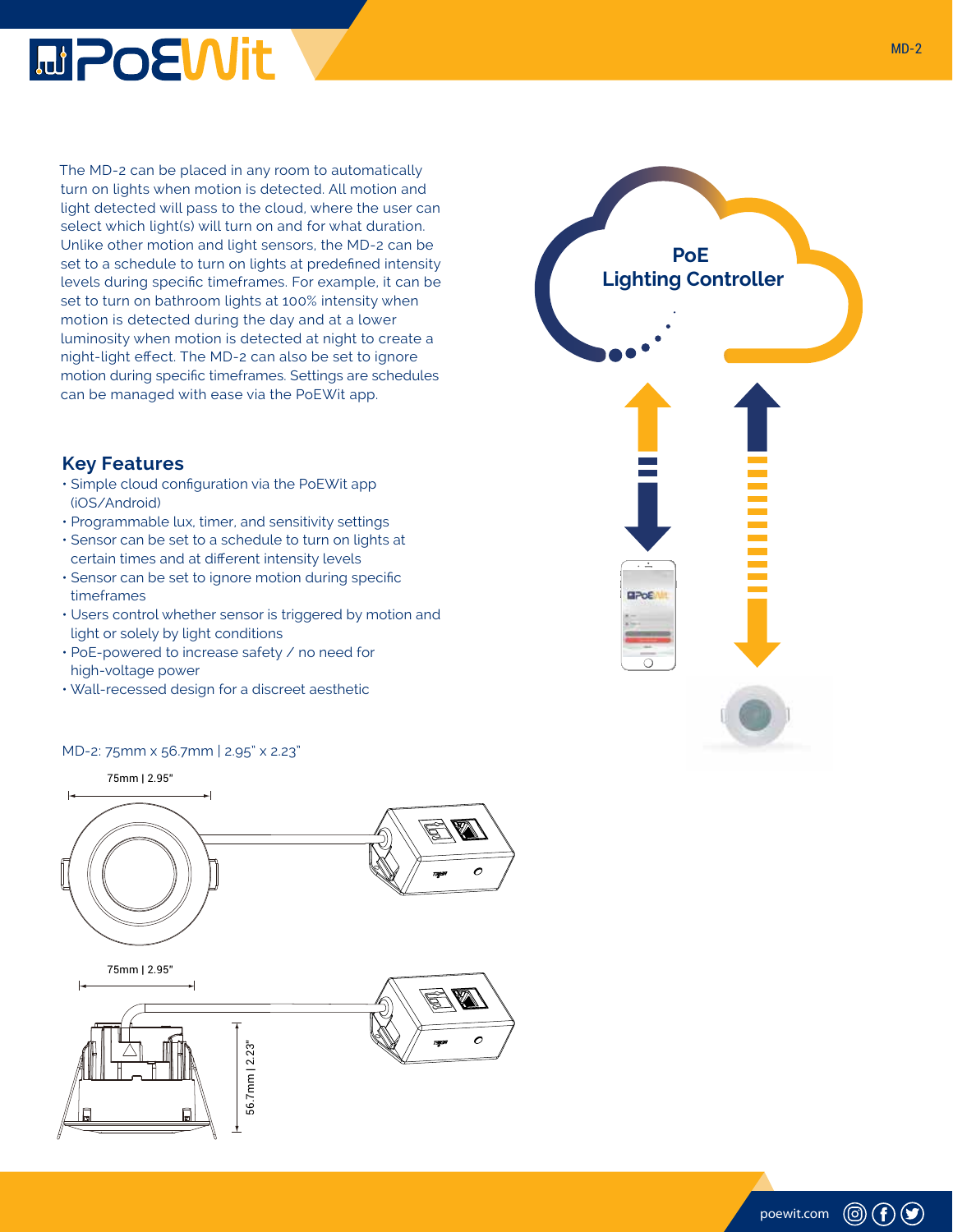The MD-2 can be placed in any room to automatically turn on lights when motion is detected. All motion and light detected will pass to the cloud, where the user can select which light(s) will turn on and for what duration. Unlike other motion and light sensors, the MD-2 can be set to a schedule to turn on lights at predefined intensity levels during specific timeframes. For example, it can be set to turn on bathroom lights at 100% intensity when motion is detected during the day and at a lower luminosity when motion is detected at night to create a night-light effect. The MD-2 can also be set to ignore motion during specific timeframes. Settings are schedules can be managed with ease via the PoEWit app.

PoE Lighting Controller

## Key Features

- Simple cloud configuration via the PoEWit app (iOS/Android)
- Programmable lux, timer, and sensitivity settings
- Sensor can be set to a schedule to turn on lights at certain times and at different intensity levels
- Sensor can be set to ignore motion during specific timeframes
- Users control whether sensor is triggered by motion and light or solely by light conditions
- PoE-powered to increase safety / no need for high-voltage power
- Wall-recessed design for a discreet aesthetic

MD-2: 75mm x 56.7mm | 2.95" x 2.23"

75mm | 2.95"

75mm | 2.95"

56.7mm | 2.23"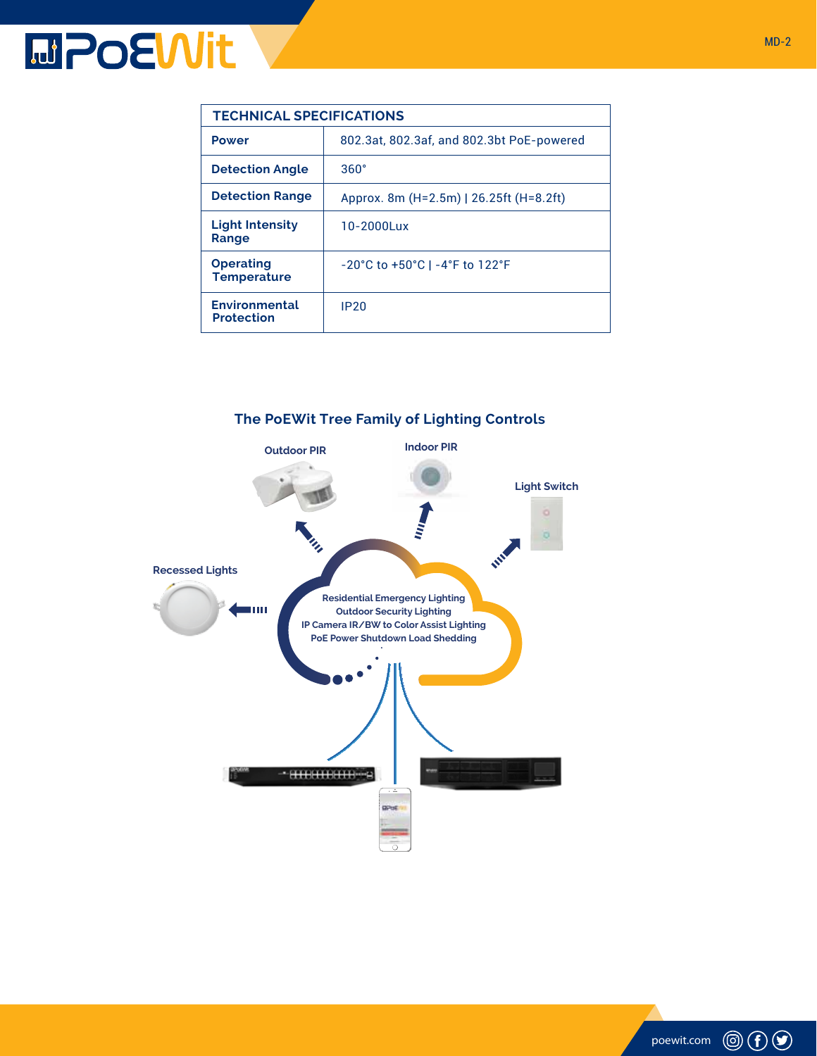| TECHNICAL SPECIFICATIONS | |
|---|---|
| **Power** | 802.3at, 802.3af, and 802.3bt PoE-powered |
| **Detection Angle** | 360° |
| **Detection Range** | Approx. 8m (H=2.5m) \| 26.25ft (H=8.2ft) |
| **Light Intensity Range** | 10-2000Lux |
| **Operating Temperature** | -20°C to +50°C \| -4°F to 122°F |
| **Environmental Protection** | IP20 |

## The PoEWit Tree Family of Lighting Controls

Outdoor PIR

Indoor PIR

Light Switch

Recessed Lights

Residential Emergency Lighting
Outdoor Security Lighting
IP Camera IR/BW to Color Assist Lighting
PoE Power Shutdown Load Shedding